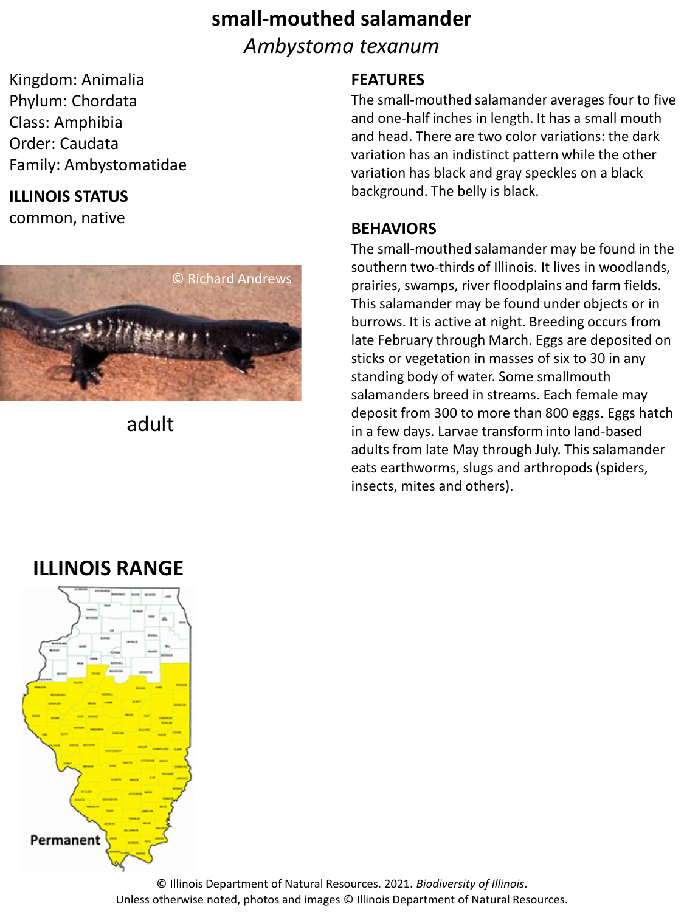# small-mouthed salamander

*Ambystoma texanum*

Kingdom: Animalia
Phylum: Chordata
Class: Amphibia
Order: Caudata
Family: Ambystomatidae

## ILLINOIS STATUS

common, native

© Richard Andrews

adult

## FEATURES

The small-mouthed salamander averages four to five and one-half inches in length. It has a small mouth and head. There are two color variations: the dark variation has an indistinct pattern while the other variation has black and gray speckles on a black background. The belly is black.

## BEHAVIORS

The small-mouthed salamander may be found in the southern two-thirds of Illinois. It lives in woodlands, prairies, swamps, river floodplains and farm fields. This salamander may be found under objects or in burrows. It is active at night. Breeding occurs from late February through March. Eggs are deposited on sticks or vegetation in masses of six to 30 in any standing body of water. Some smallmouth salamanders breed in streams. Each female may deposit from 300 to more than 800 eggs. Eggs hatch in a few days. Larvae transform into land-based adults from late May through July. This salamander eats earthworms, slugs and arthropods (spiders, insects, mites and others).

## ILLINOIS RANGE

Permanent

© Illinois Department of Natural Resources. 2021. *Biodiversity of Illinois*.
Unless otherwise noted, photos and images © Illinois Department of Natural Resources.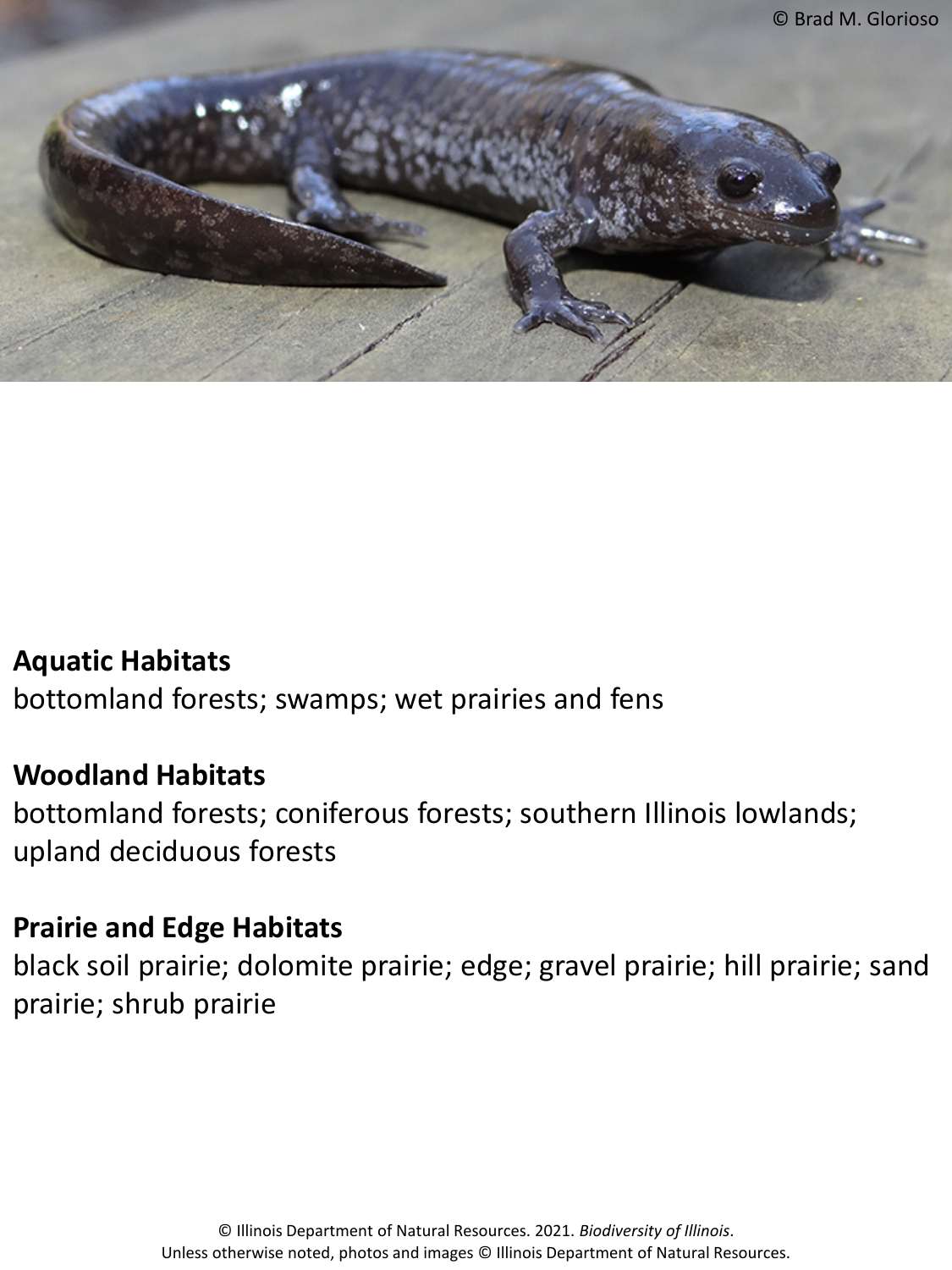© Brad M. Glorioso

**Aquatic Habitats**
bottomland forests; swamps; wet prairies and fens

**Woodland Habitats**
bottomland forests; coniferous forests; southern Illinois lowlands; upland deciduous forests

**Prairie and Edge Habitats**
black soil prairie; dolomite prairie; edge; gravel prairie; hill prairie; sand prairie; shrub prairie

© Illinois Department of Natural Resources. 2021. *Biodiversity of Illinois*.
Unless otherwise noted, photos and images © Illinois Department of Natural Resources.